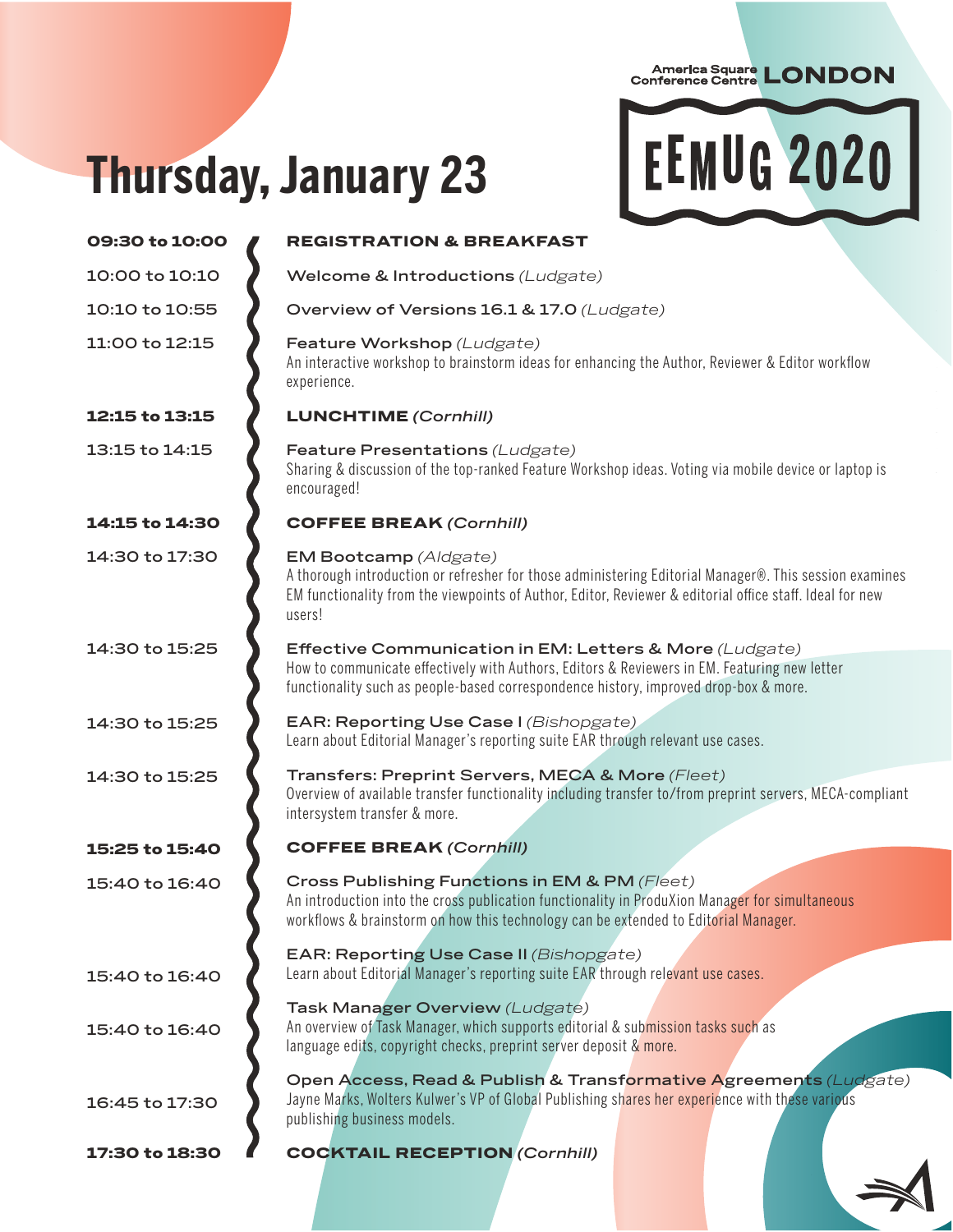America Square Conference Centre **LONDON**

# EEMUG 2020

# Thursday, January 23

| Time | Session |
|---|---|
| **09:30 to 10:00** | **REGISTRATION & BREAKFAST** |
| 10:00 to 10:10 | Welcome & Introductions *(Ludgate)* |
| 10:10 to 10:55 | Overview of Versions 16.1 & 17.0 *(Ludgate)* |
| 11:00 to 12:15 | Feature Workshop *(Ludgate)*<br>An interactive workshop to brainstorm ideas for enhancing the Author, Reviewer & Editor workflow experience. |
| **12:15 to 13:15** | **LUNCHTIME** ***(Cornhill)*** |
| 13:15 to 14:15 | Feature Presentations *(Ludgate)*<br>Sharing & discussion of the top-ranked Feature Workshop ideas. Voting via mobile device or laptop is encouraged! |
| **14:15 to 14:30** | **COFFEE BREAK** ***(Cornhill)*** |
| 14:30 to 17:30 | EM Bootcamp *(Aldgate)*<br>A thorough introduction or refresher for those administering Editorial Manager®. This session examines EM functionality from the viewpoints of Author, Editor, Reviewer & editorial office staff. Ideal for new users! |
| 14:30 to 15:25 | Effective Communication in EM: Letters & More *(Ludgate)*<br>How to communicate effectively with Authors, Editors & Reviewers in EM. Featuring new letter functionality such as people-based correspondence history, improved drop-box & more. |
| 14:30 to 15:25 | EAR: Reporting Use Case I *(Bishopgate)*<br>Learn about Editorial Manager's reporting suite EAR through relevant use cases. |
| 14:30 to 15:25 | Transfers: Preprint Servers, MECA & More *(Fleet)*<br>Overview of available transfer functionality including transfer to/from preprint servers, MECA-compliant intersystem transfer & more. |
| **15:25 to 15:40** | **COFFEE BREAK** ***(Cornhill)*** |
| 15:40 to 16:40 | Cross Publishing Functions in EM & PM *(Fleet)*<br>An introduction into the cross publication functionality in ProduXion Manager for simultaneous workflows & brainstorm on how this technology can be extended to Editorial Manager. |
| 15:40 to 16:40 | EAR: Reporting Use Case II *(Bishopgate)*<br>Learn about Editorial Manager's reporting suite EAR through relevant use cases. |
| 15:40 to 16:40 | Task Manager Overview *(Ludgate)*<br>An overview of Task Manager, which supports editorial & submission tasks such as language edits, copyright checks, preprint server deposit & more. |
| 16:45 to 17:30 | Open Access, Read & Publish & Transformative Agreements *(Ludgate)*<br>Jayne Marks, Wolters Kulwer's VP of Global Publishing shares her experience with these various publishing business models. |
| **17:30 to 18:30** | **COCKTAIL RECEPTION** ***(Cornhill)*** |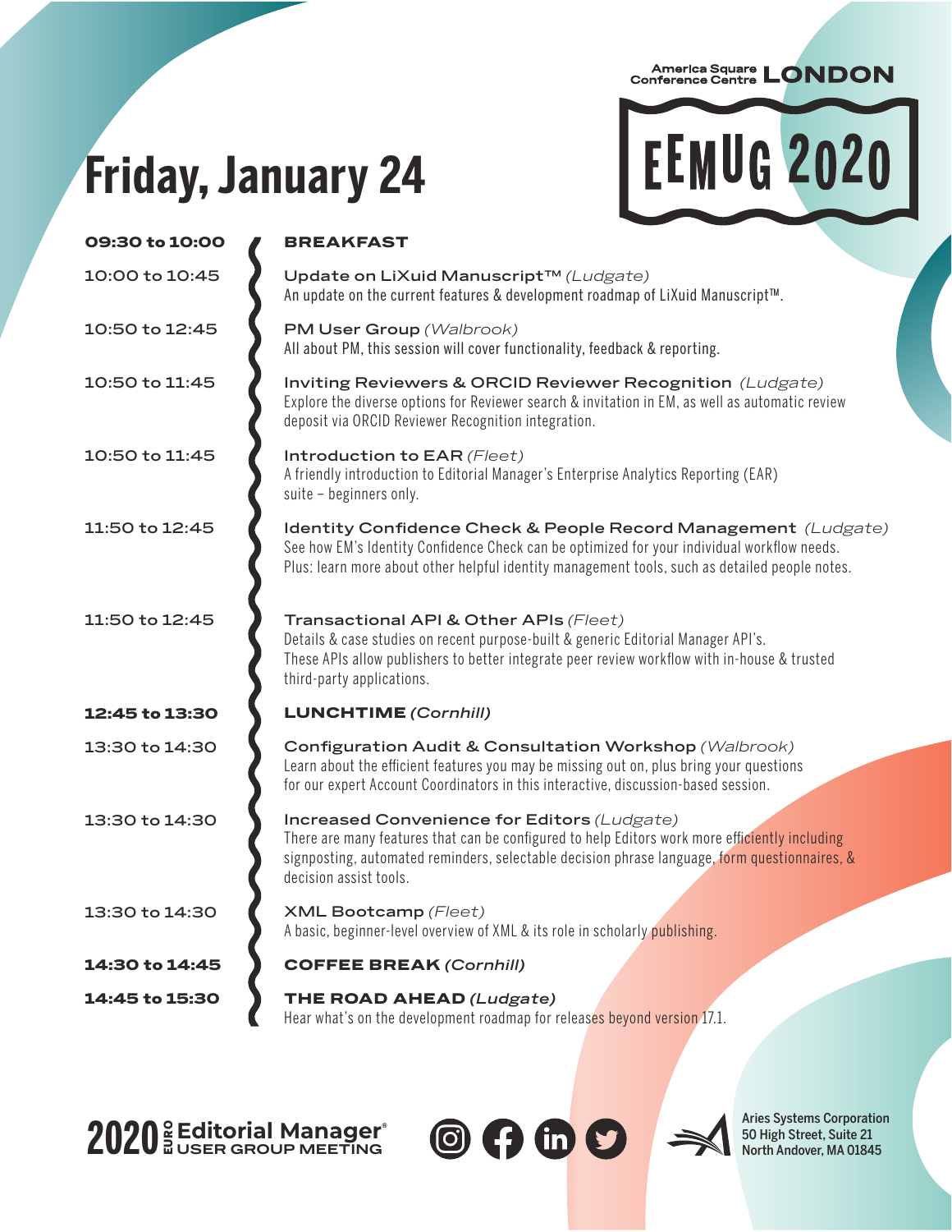America Square Conference Centre **LONDON**

# EEMUG 2020

# Friday, January 24

**09:30 to 10:00** — **BREAKFAST**

**10:00 to 10:45** — **Update on LiXuid Manuscript™** *(Ludgate)*
An update on the current features & development roadmap of LiXuid Manuscript™.

**10:50 to 12:45** — **PM User Group** *(Walbrook)*
All about PM, this session will cover functionality, feedback & reporting.

**10:50 to 11:45** — **Inviting Reviewers & ORCID Reviewer Recognition** *(Ludgate)*
Explore the diverse options for Reviewer search & invitation in EM, as well as automatic review deposit via ORCID Reviewer Recognition integration.

**10:50 to 11:45** — **Introduction to EAR** *(Fleet)*
A friendly introduction to Editorial Manager's Enterprise Analytics Reporting (EAR) suite – beginners only.

**11:50 to 12:45** — **Identity Confidence Check & People Record Management** *(Ludgate)*
See how EM's Identity Confidence Check can be optimized for your individual workflow needs. Plus: learn more about other helpful identity management tools, such as detailed people notes.

**11:50 to 12:45** — **Transactional API & Other APIs** *(Fleet)*
Details & case studies on recent purpose-built & generic Editorial Manager API's. These APIs allow publishers to better integrate peer review workflow with in-house & trusted third-party applications.

**12:45 to 13:30** — **LUNCHTIME** *(Cornhill)*

**13:30 to 14:30** — **Configuration Audit & Consultation Workshop** *(Walbrook)*
Learn about the efficient features you may be missing out on, plus bring your questions for our expert Account Coordinators in this interactive, discussion-based session.

**13:30 to 14:30** — **Increased Convenience for Editors** *(Ludgate)*
There are many features that can be configured to help Editors work more efficiently including signposting, automated reminders, selectable decision phrase language, form questionnaires, & decision assist tools.

**13:30 to 14:30** — **XML Bootcamp** *(Fleet)*
A basic, beginner-level overview of XML & its role in scholarly publishing.

**14:30 to 14:45** — **COFFEE BREAK** *(Cornhill)*

**14:45 to 15:30** — **THE ROAD AHEAD** *(Ludgate)*
Hear what's on the development roadmap for releases beyond version 17.1.

2020 EURO Editorial Manager® USER GROUP MEETING

Aries Systems Corporation
50 High Street, Suite 21
North Andover, MA 01845